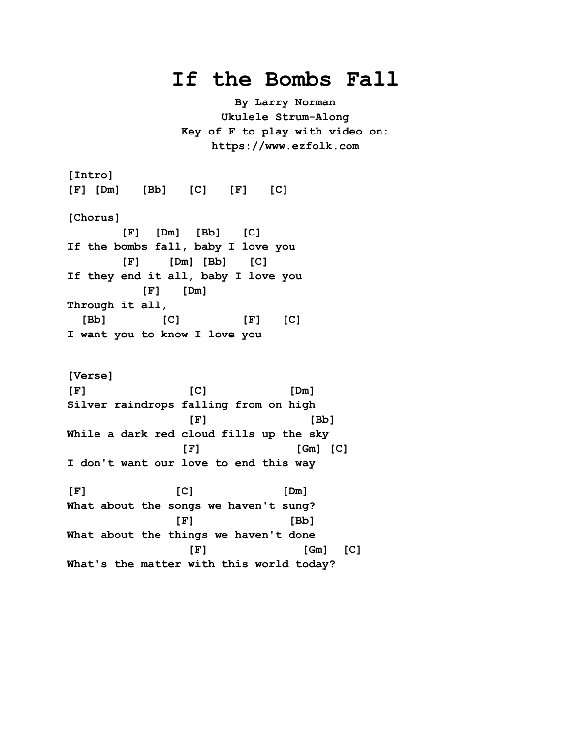# If the Bombs Fall

**By Larry Norman**
**Ukulele Strum-Along**
**Key of F to play with video on:**
**https://www.ezfolk.com**

```
[Intro]
[F] [Dm]   [Bb]   [C]   [F]   [C]

[Chorus]
        [F]  [Dm]  [Bb]   [C]
If the bombs fall, baby I love you
        [F]    [Dm] [Bb]   [C]
If they end it all, baby I love you
           [F]   [Dm]
Through it all,
  [Bb]        [C]         [F]   [C]
I want you to know I love you


[Verse]
[F]               [C]            [Dm]
Silver raindrops falling from on high
                  [F]               [Bb]
While a dark red cloud fills up the sky
                 [F]              [Gm] [C]
I don't want our love to end this way

[F]             [C]             [Dm]
What about the songs we haven't sung?
                [F]             [Bb]
What about the things we haven't done
                  [F]              [Gm]   [C]
What's the matter with this world today?
```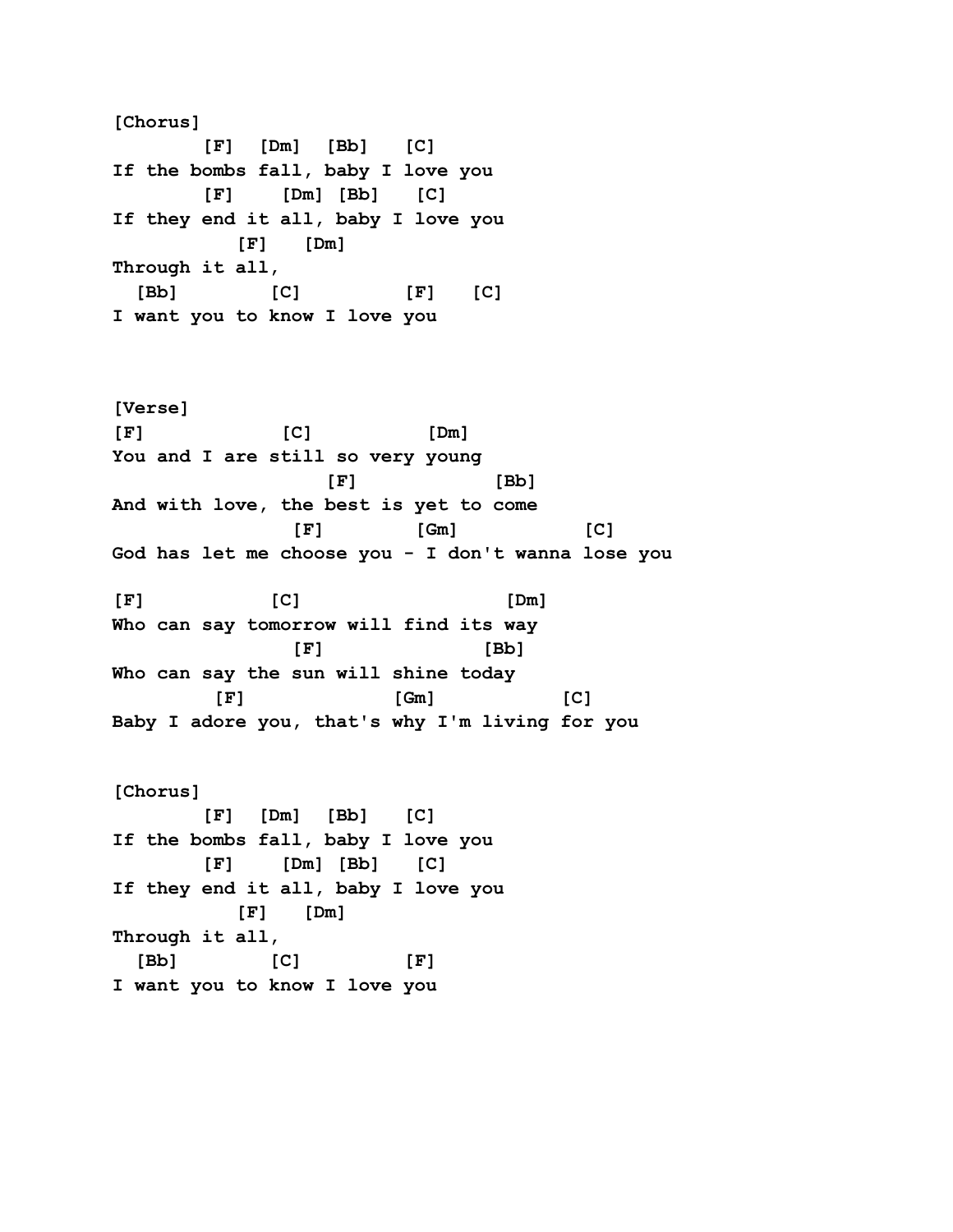```
[Chorus]
        [F]  [Dm]  [Bb]   [C]
If the bombs fall, baby I love you
        [F]    [Dm] [Bb]   [C]
If they end it all, baby I love you
           [F]   [Dm]
Through it all,
  [Bb]        [C]         [F]   [C]
I want you to know I love you



[Verse]
[F]            [C]           [Dm]
You and I are still so very young
                   [F]           [Bb]
And with love, the best is yet to come
                [F]        [Gm]           [C]
God has let me choose you - I don't wanna lose you

[F]           [C]                  [Dm]
Who can say tomorrow will find its way
                [F]              [Bb]
Who can say the sun will shine today
         [F]               [Gm]           [C]
Baby I adore you, that's why I'm living for you


[Chorus]
        [F]  [Dm]  [Bb]   [C]
If the bombs fall, baby I love you
        [F]    [Dm] [Bb]   [C]
If they end it all, baby I love you
           [F]   [Dm]
Through it all,
  [Bb]        [C]         [F]
I want you to know I love you
```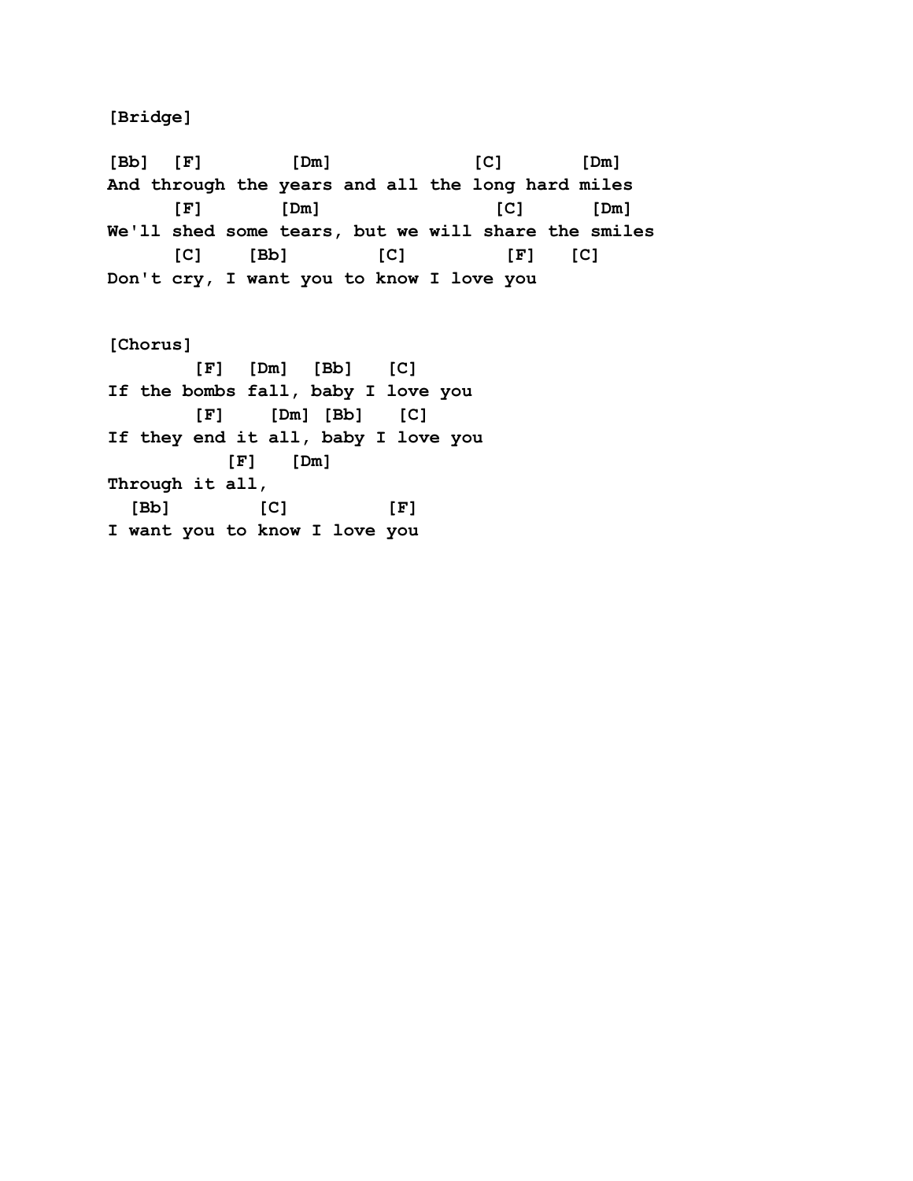```
[Bridge]

[Bb]  [F]        [Dm]             [C]       [Dm]
And through the years and all the long hard miles
      [F]       [Dm]                 [C]      [Dm]
We'll shed some tears, but we will share the smiles
      [C]    [Bb]        [C]         [F]   [C]
Don't cry, I want you to know I love you


[Chorus]
        [F]  [Dm]  [Bb]   [C]
If the bombs fall, baby I love you
        [F]    [Dm] [Bb]   [C]
If they end it all, baby I love you
           [F]   [Dm]
Through it all,
  [Bb]        [C]         [F]
I want you to know I love you
```